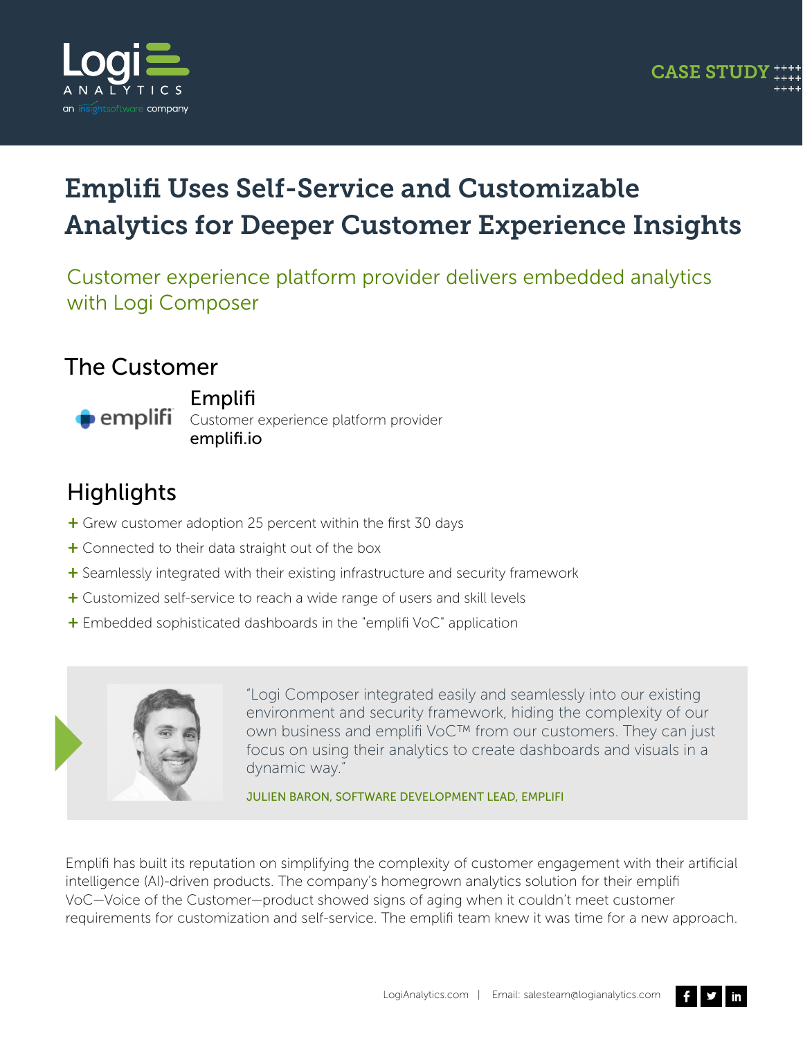CASE STUDY

# Emplifi Uses Self-Service and Customizable Analytics for Deeper Customer Experience Insights

## Customer experience platform provider delivers embedded analytics with Logi Composer

## The Customer

**Emplifi**
Customer experience platform provider
**emplifi.io**

## Highlights

+ Grew customer adoption 25 percent within the first 30 days
+ Connected to their data straight out of the box
+ Seamlessly integrated with their existing infrastructure and security framework
+ Customized self-service to reach a wide range of users and skill levels
+ Embedded sophisticated dashboards in the "emplifi VoC" application

> "Logi Composer integrated easily and seamlessly into our existing environment and security framework, hiding the complexity of our own business and emplifi VoC™ from our customers. They can just focus on using their analytics to create dashboards and visuals in a dynamic way."
>
> JULIEN BARON, SOFTWARE DEVELOPMENT LEAD, EMPLIFI

Emplifi has built its reputation on simplifying the complexity of customer engagement with their artificial intelligence (AI)-driven products. The company's homegrown analytics solution for their emplifi VoC—Voice of the Customer—product showed signs of aging when it couldn't meet customer requirements for customization and self-service. The emplifi team knew it was time for a new approach.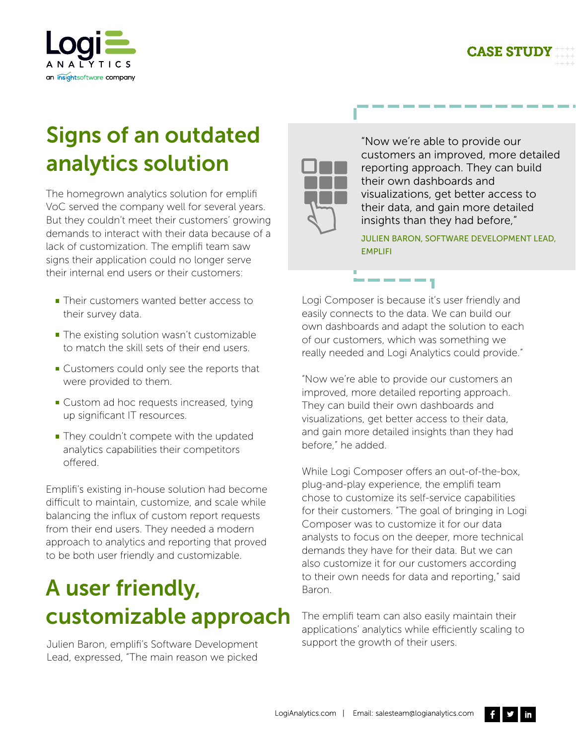# Signs of an outdated analytics solution

The homegrown analytics solution for emplifi VoC served the company well for several years. But they couldn't meet their customers' growing demands to interact with their data because of a lack of customization. The emplifi team saw signs their application could no longer serve their internal end users or their customers:

- Their customers wanted better access to their survey data.
- The existing solution wasn't customizable to match the skill sets of their end users.
- Customers could only see the reports that were provided to them.
- Custom ad hoc requests increased, tying up significant IT resources.
- They couldn't compete with the updated analytics capabilities their competitors offered.

Emplifi's existing in-house solution had become difficult to maintain, customize, and scale while balancing the influx of custom report requests from their end users. They needed a modern approach to analytics and reporting that proved to be both user friendly and customizable.

# A user friendly, customizable approach

Julien Baron, emplifi's Software Development Lead, expressed, "The main reason we picked Logi Composer is because it's user friendly and easily connects to the data. We can build our own dashboards and adapt the solution to each of our customers, which was something we really needed and Logi Analytics could provide."

> "Now we're able to provide our customers an improved, more detailed reporting approach. They can build their own dashboards and visualizations, get better access to their data, and gain more detailed insights than they had before,"
>
> JULIEN BARON, SOFTWARE DEVELOPMENT LEAD, EMPLIFI

"Now we're able to provide our customers an improved, more detailed reporting approach. They can build their own dashboards and visualizations, get better access to their data, and gain more detailed insights than they had before," he added.

While Logi Composer offers an out-of-the-box, plug-and-play experience, the emplifi team chose to customize its self-service capabilities for their customers. "The goal of bringing in Logi Composer was to customize it for our data analysts to focus on the deeper, more technical demands they have for their data. But we can also customize it for our customers according to their own needs for data and reporting," said Baron.

The emplifi team can also easily maintain their applications' analytics while efficiently scaling to support the growth of their users.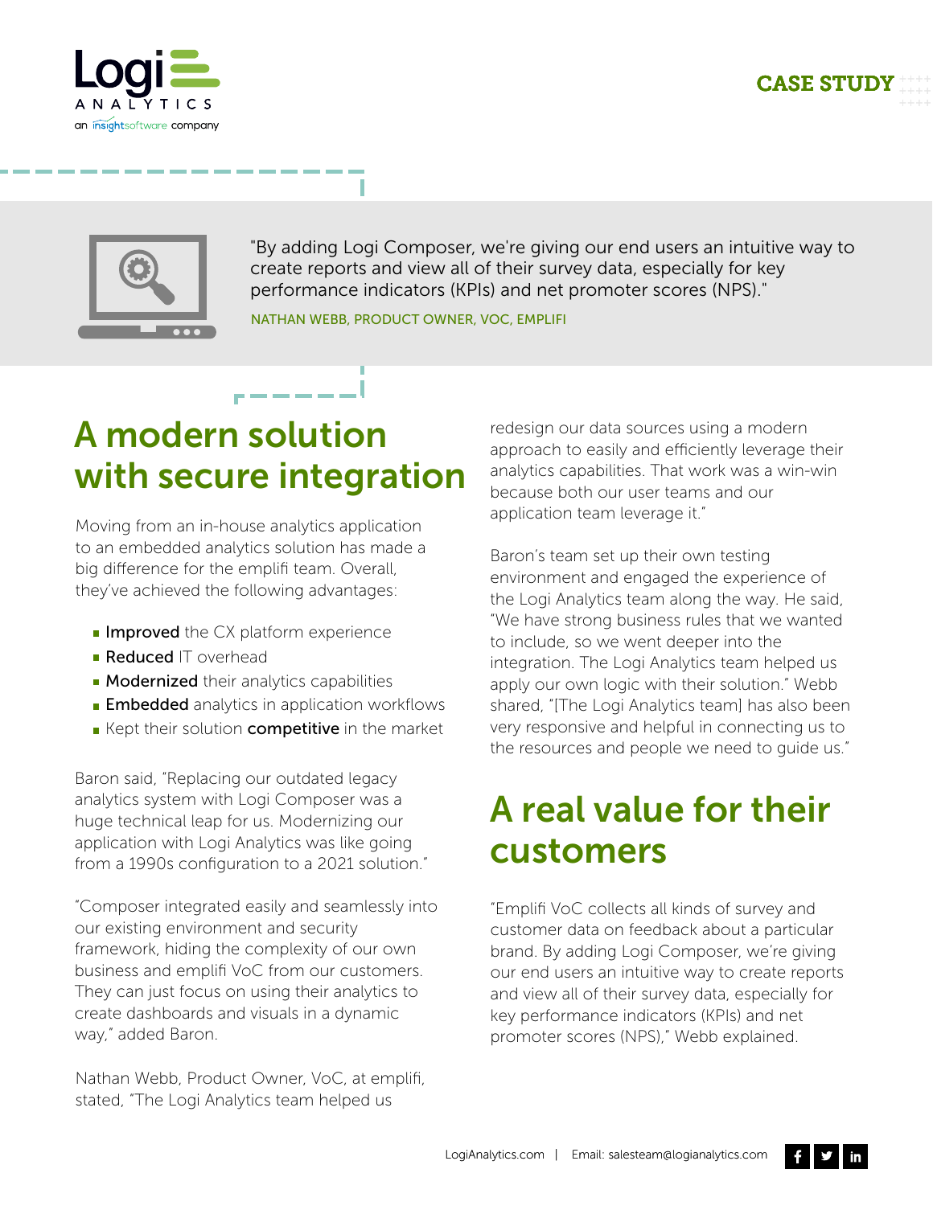"By adding Logi Composer, we're giving our end users an intuitive way to create reports and view all of their survey data, especially for key performance indicators (KPIs) and net promoter scores (NPS)."

NATHAN WEBB, PRODUCT OWNER, VOC, EMPLIFI

## A modern solution with secure integration

Moving from an in-house analytics application to an embedded analytics solution has made a big difference for the emplifi team. Overall, they've achieved the following advantages:

- **Improved** the CX platform experience
- **Reduced** IT overhead
- **Modernized** their analytics capabilities
- **Embedded** analytics in application workflows
- Kept their solution **competitive** in the market

Baron said, "Replacing our outdated legacy analytics system with Logi Composer was a huge technical leap for us. Modernizing our application with Logi Analytics was like going from a 1990s configuration to a 2021 solution."

"Composer integrated easily and seamlessly into our existing environment and security framework, hiding the complexity of our own business and emplifi VoC from our customers. They can just focus on using their analytics to create dashboards and visuals in a dynamic way," added Baron.

Nathan Webb, Product Owner, VoC, at emplifi, stated, "The Logi Analytics team helped us redesign our data sources using a modern approach to easily and efficiently leverage their analytics capabilities. That work was a win-win because both our user teams and our application team leverage it."

Baron's team set up their own testing environment and engaged the experience of the Logi Analytics team along the way. He said, "We have strong business rules that we wanted to include, so we went deeper into the integration. The Logi Analytics team helped us apply our own logic with their solution." Webb shared, "[The Logi Analytics team] has also been very responsive and helpful in connecting us to the resources and people we need to guide us."

## A real value for their customers

"Emplifi VoC collects all kinds of survey and customer data on feedback about a particular brand. By adding Logi Composer, we're giving our end users an intuitive way to create reports and view all of their survey data, especially for key performance indicators (KPIs) and net promoter scores (NPS)," Webb explained.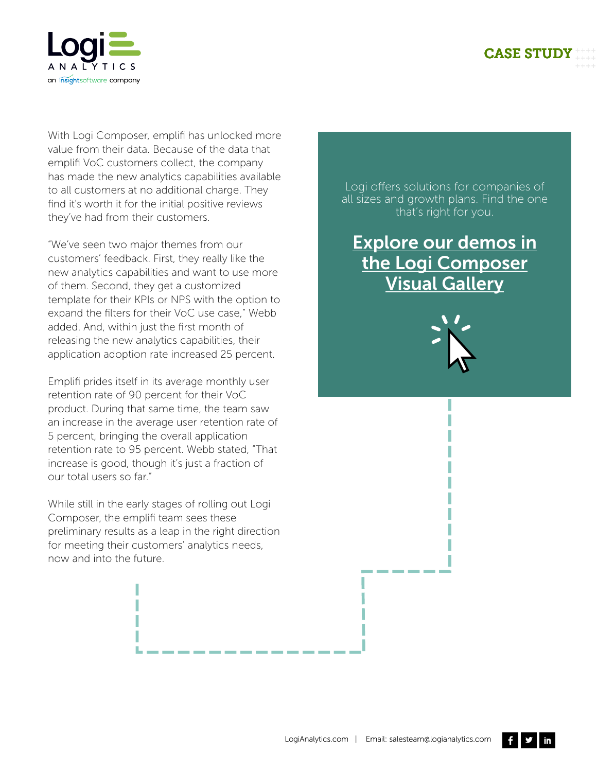With Logi Composer, emplifi has unlocked more value from their data. Because of the data that emplifi VoC customers collect, the company has made the new analytics capabilities available to all customers at no additional charge. They find it's worth it for the initial positive reviews they've had from their customers.

"We've seen two major themes from our customers' feedback. First, they really like the new analytics capabilities and want to use more of them. Second, they get a customized template for their KPIs or NPS with the option to expand the filters for their VoC use case," Webb added. And, within just the first month of releasing the new analytics capabilities, their application adoption rate increased 25 percent.

Emplifi prides itself in its average monthly user retention rate of 90 percent for their VoC product. During that same time, the team saw an increase in the average user retention rate of 5 percent, bringing the overall application retention rate to 95 percent. Webb stated, "That increase is good, though it's just a fraction of our total users so far."

While still in the early stages of rolling out Logi Composer, the emplifi team sees these preliminary results as a leap in the right direction for meeting their customers' analytics needs, now and into the future.

Logi offers solutions for companies of all sizes and growth plans. Find the one that's right for you.

**Explore our demos in the Logi Composer Visual Gallery**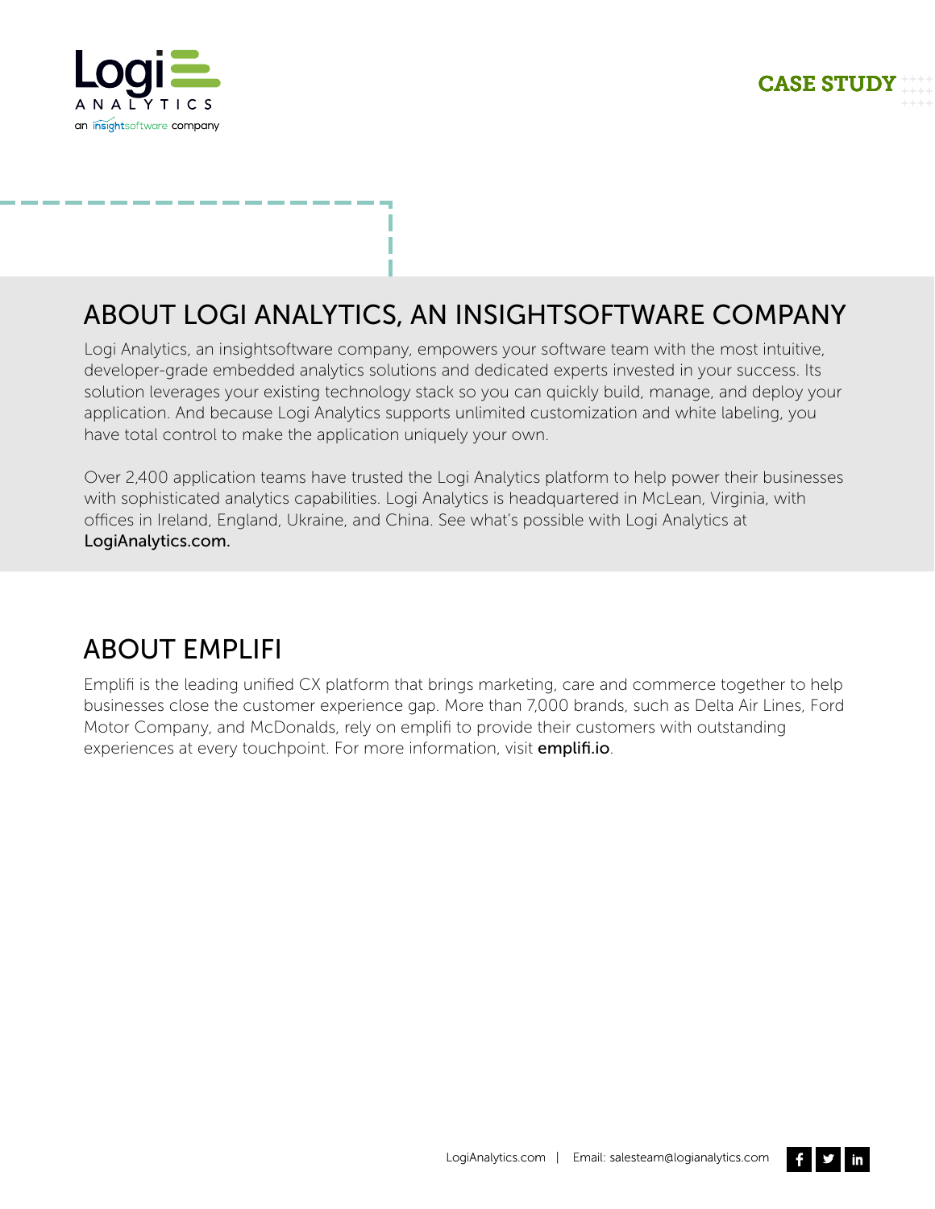## ABOUT LOGI ANALYTICS, AN INSIGHTSOFTWARE COMPANY

Logi Analytics, an insightsoftware company, empowers your software team with the most intuitive, developer-grade embedded analytics solutions and dedicated experts invested in your success. Its solution leverages your existing technology stack so you can quickly build, manage, and deploy your application. And because Logi Analytics supports unlimited customization and white labeling, you have total control to make the application uniquely your own.

Over 2,400 application teams have trusted the Logi Analytics platform to help power their businesses with sophisticated analytics capabilities. Logi Analytics is headquartered in McLean, Virginia, with offices in Ireland, England, Ukraine, and China. See what's possible with Logi Analytics at LogiAnalytics.com.

## ABOUT EMPLIFI

Emplifi is the leading unified CX platform that brings marketing, care and commerce together to help businesses close the customer experience gap. More than 7,000 brands, such as Delta Air Lines, Ford Motor Company, and McDonalds, rely on emplifi to provide their customers with outstanding experiences at every touchpoint. For more information, visit **emplifi.io**.

LogiAnalytics.com | Email: salesteam@logianalytics.com